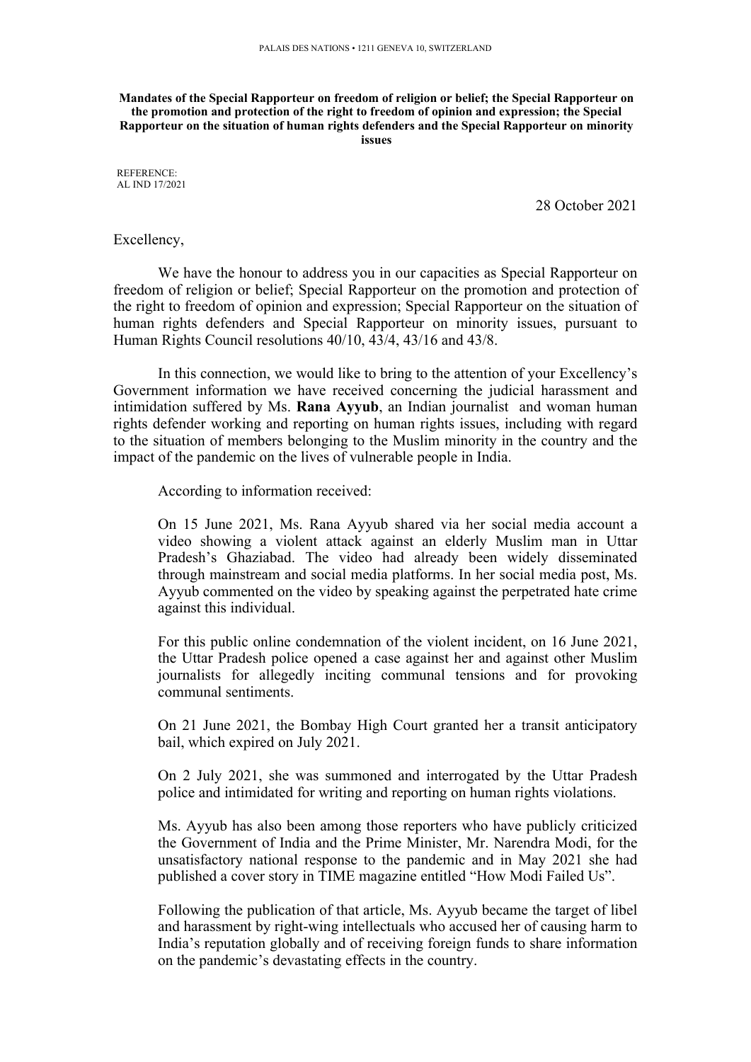PALAIS DES NATIONS • 1211 GENEVA 10, SWITZERLAND

**Mandates of the Special Rapporteur on freedom of religion or belief; the Special Rapporteur on the promotion and protection of the right to freedom of opinion and expression; the Special Rapporteur on the situation of human rights defenders and the Special Rapporteur on minority issues**

REFERENCE:
AL IND 17/2021

28 October 2021

Excellency,

We have the honour to address you in our capacities as Special Rapporteur on freedom of religion or belief; Special Rapporteur on the promotion and protection of the right to freedom of opinion and expression; Special Rapporteur on the situation of human rights defenders and Special Rapporteur on minority issues, pursuant to Human Rights Council resolutions 40/10, 43/4, 43/16 and 43/8.

In this connection, we would like to bring to the attention of your Excellency's Government information we have received concerning the judicial harassment and intimidation suffered by Ms. **Rana Ayyub**, an Indian journalist and woman human rights defender working and reporting on human rights issues, including with regard to the situation of members belonging to the Muslim minority in the country and the impact of the pandemic on the lives of vulnerable people in India.

According to information received:

> On 15 June 2021, Ms. Rana Ayyub shared via her social media account a video showing a violent attack against an elderly Muslim man in Uttar Pradesh's Ghaziabad. The video had already been widely disseminated through mainstream and social media platforms. In her social media post, Ms. Ayyub commented on the video by speaking against the perpetrated hate crime against this individual.
>
> For this public online condemnation of the violent incident, on 16 June 2021, the Uttar Pradesh police opened a case against her and against other Muslim journalists for allegedly inciting communal tensions and for provoking communal sentiments.
>
> On 21 June 2021, the Bombay High Court granted her a transit anticipatory bail, which expired on July 2021.
>
> On 2 July 2021, she was summoned and interrogated by the Uttar Pradesh police and intimidated for writing and reporting on human rights violations.
>
> Ms. Ayyub has also been among those reporters who have publicly criticized the Government of India and the Prime Minister, Mr. Narendra Modi, for the unsatisfactory national response to the pandemic and in May 2021 she had published a cover story in TIME magazine entitled "How Modi Failed Us".
>
> Following the publication of that article, Ms. Ayyub became the target of libel and harassment by right-wing intellectuals who accused her of causing harm to India's reputation globally and of receiving foreign funds to share information on the pandemic's devastating effects in the country.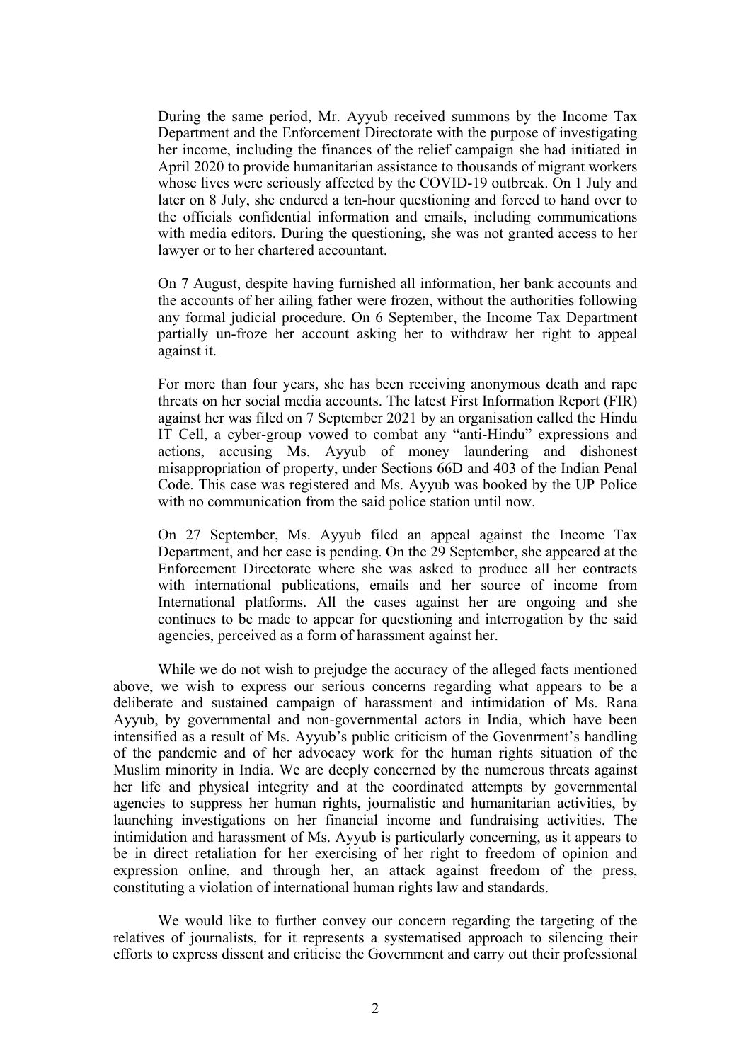During the same period, Mr. Ayyub received summons by the Income Tax Department and the Enforcement Directorate with the purpose of investigating her income, including the finances of the relief campaign she had initiated in April 2020 to provide humanitarian assistance to thousands of migrant workers whose lives were seriously affected by the COVID-19 outbreak. On 1 July and later on 8 July, she endured a ten-hour questioning and forced to hand over to the officials confidential information and emails, including communications with media editors. During the questioning, she was not granted access to her lawyer or to her chartered accountant.

On 7 August, despite having furnished all information, her bank accounts and the accounts of her ailing father were frozen, without the authorities following any formal judicial procedure. On 6 September, the Income Tax Department partially un-froze her account asking her to withdraw her right to appeal against it.

For more than four years, she has been receiving anonymous death and rape threats on her social media accounts. The latest First Information Report (FIR) against her was filed on 7 September 2021 by an organisation called the Hindu IT Cell, a cyber-group vowed to combat any "anti-Hindu" expressions and actions, accusing Ms. Ayyub of money laundering and dishonest misappropriation of property, under Sections 66D and 403 of the Indian Penal Code. This case was registered and Ms. Ayyub was booked by the UP Police with no communication from the said police station until now.

On 27 September, Ms. Ayyub filed an appeal against the Income Tax Department, and her case is pending. On the 29 September, she appeared at the Enforcement Directorate where she was asked to produce all her contracts with international publications, emails and her source of income from International platforms. All the cases against her are ongoing and she continues to be made to appear for questioning and interrogation by the said agencies, perceived as a form of harassment against her.

While we do not wish to prejudge the accuracy of the alleged facts mentioned above, we wish to express our serious concerns regarding what appears to be a deliberate and sustained campaign of harassment and intimidation of Ms. Rana Ayyub, by governmental and non-governmental actors in India, which have been intensified as a result of Ms. Ayyub's public criticism of the Govenrment's handling of the pandemic and of her advocacy work for the human rights situation of the Muslim minority in India. We are deeply concerned by the numerous threats against her life and physical integrity and at the coordinated attempts by governmental agencies to suppress her human rights, journalistic and humanitarian activities, by launching investigations on her financial income and fundraising activities. The intimidation and harassment of Ms. Ayyub is particularly concerning, as it appears to be in direct retaliation for her exercising of her right to freedom of opinion and expression online, and through her, an attack against freedom of the press, constituting a violation of international human rights law and standards.

We would like to further convey our concern regarding the targeting of the relatives of journalists, for it represents a systematised approach to silencing their efforts to express dissent and criticise the Government and carry out their professional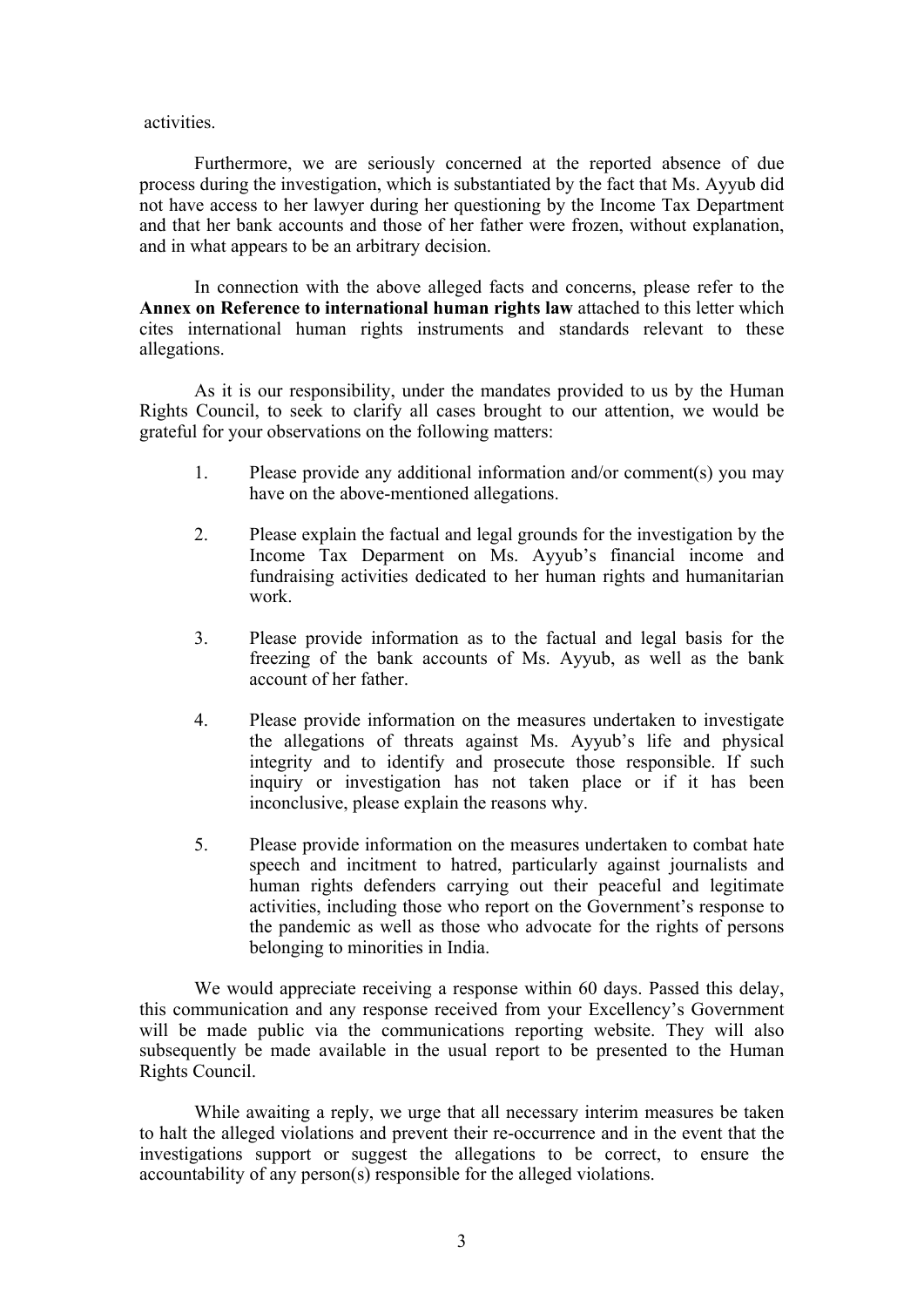activities.

Furthermore, we are seriously concerned at the reported absence of due process during the investigation, which is substantiated by the fact that Ms. Ayyub did not have access to her lawyer during her questioning by the Income Tax Department and that her bank accounts and those of her father were frozen, without explanation, and in what appears to be an arbitrary decision.

In connection with the above alleged facts and concerns, please refer to the **Annex on Reference to international human rights law** attached to this letter which cites international human rights instruments and standards relevant to these allegations.

As it is our responsibility, under the mandates provided to us by the Human Rights Council, to seek to clarify all cases brought to our attention, we would be grateful for your observations on the following matters:

1. Please provide any additional information and/or comment(s) you may have on the above-mentioned allegations.

2. Please explain the factual and legal grounds for the investigation by the Income Tax Deparment on Ms. Ayyub's financial income and fundraising activities dedicated to her human rights and humanitarian work.

3. Please provide information as to the factual and legal basis for the freezing of the bank accounts of Ms. Ayyub, as well as the bank account of her father.

4. Please provide information on the measures undertaken to investigate the allegations of threats against Ms. Ayyub's life and physical integrity and to identify and prosecute those responsible. If such inquiry or investigation has not taken place or if it has been inconclusive, please explain the reasons why.

5. Please provide information on the measures undertaken to combat hate speech and incitment to hatred, particularly against journalists and human rights defenders carrying out their peaceful and legitimate activities, including those who report on the Government's response to the pandemic as well as those who advocate for the rights of persons belonging to minorities in India.

We would appreciate receiving a response within 60 days. Passed this delay, this communication and any response received from your Excellency's Government will be made public via the communications reporting website. They will also subsequently be made available in the usual report to be presented to the Human Rights Council.

While awaiting a reply, we urge that all necessary interim measures be taken to halt the alleged violations and prevent their re-occurrence and in the event that the investigations support or suggest the allegations to be correct, to ensure the accountability of any person(s) responsible for the alleged violations.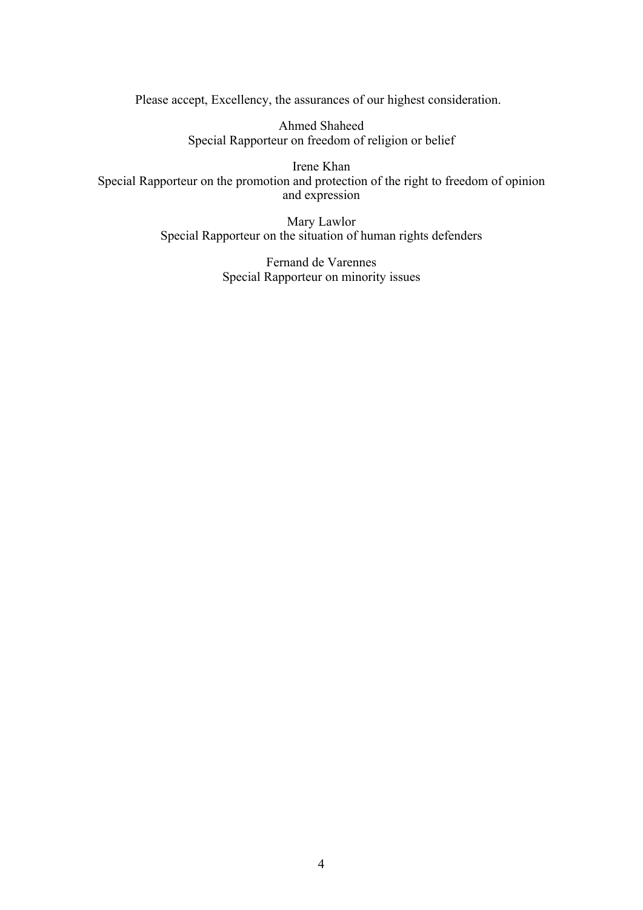Please accept, Excellency, the assurances of our highest consideration.

Ahmed Shaheed
Special Rapporteur on freedom of religion or belief

Irene Khan
Special Rapporteur on the promotion and protection of the right to freedom of opinion and expression

Mary Lawlor
Special Rapporteur on the situation of human rights defenders

Fernand de Varennes
Special Rapporteur on minority issues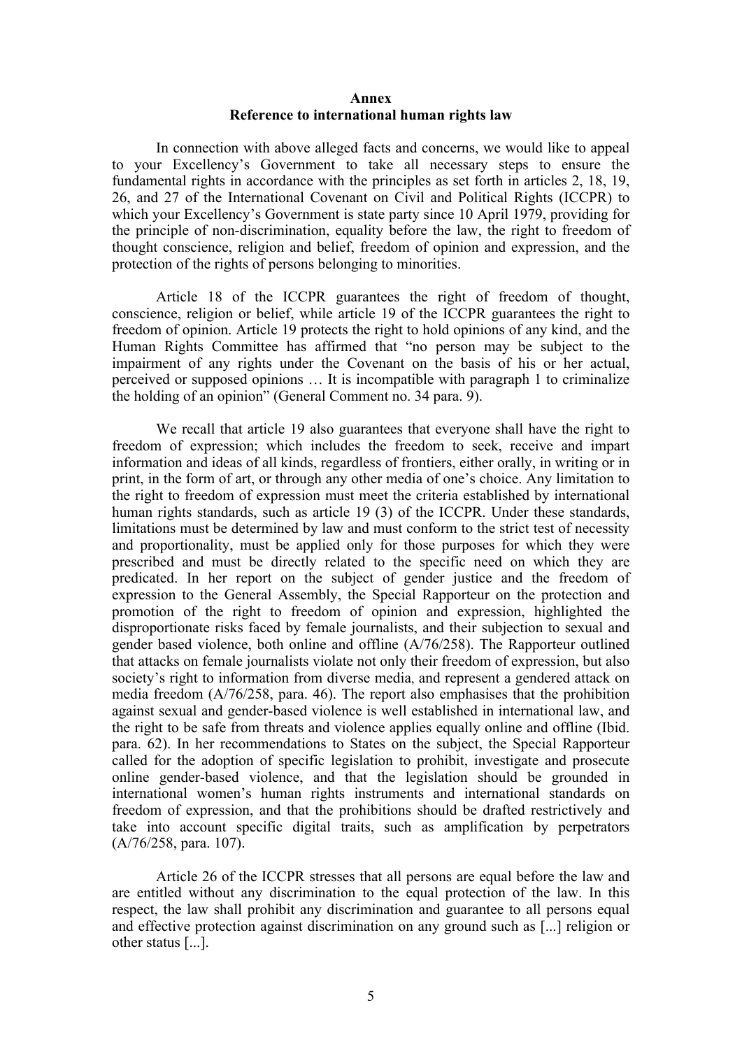# Annex
## Reference to international human rights law

In connection with above alleged facts and concerns, we would like to appeal to your Excellency's Government to take all necessary steps to ensure the fundamental rights in accordance with the principles as set forth in articles 2, 18, 19, 26, and 27 of the International Covenant on Civil and Political Rights (ICCPR) to which your Excellency's Government is state party since 10 April 1979, providing for the principle of non-discrimination, equality before the law, the right to freedom of thought conscience, religion and belief, freedom of opinion and expression, and the protection of the rights of persons belonging to minorities.

Article 18 of the ICCPR guarantees the right of freedom of thought, conscience, religion or belief, while article 19 of the ICCPR guarantees the right to freedom of opinion. Article 19 protects the right to hold opinions of any kind, and the Human Rights Committee has affirmed that "no person may be subject to the impairment of any rights under the Covenant on the basis of his or her actual, perceived or supposed opinions … It is incompatible with paragraph 1 to criminalize the holding of an opinion" (General Comment no. 34 para. 9).

We recall that article 19 also guarantees that everyone shall have the right to freedom of expression; which includes the freedom to seek, receive and impart information and ideas of all kinds, regardless of frontiers, either orally, in writing or in print, in the form of art, or through any other media of one's choice. Any limitation to the right to freedom of expression must meet the criteria established by international human rights standards, such as article 19 (3) of the ICCPR. Under these standards, limitations must be determined by law and must conform to the strict test of necessity and proportionality, must be applied only for those purposes for which they were prescribed and must be directly related to the specific need on which they are predicated. In her report on the subject of gender justice and the freedom of expression to the General Assembly, the Special Rapporteur on the protection and promotion of the right to freedom of opinion and expression, highlighted the disproportionate risks faced by female journalists, and their subjection to sexual and gender based violence, both online and offline (A/76/258). The Rapporteur outlined that attacks on female journalists violate not only their freedom of expression, but also society's right to information from diverse media, and represent a gendered attack on media freedom (A/76/258, para. 46). The report also emphasises that the prohibition against sexual and gender-based violence is well established in international law, and the right to be safe from threats and violence applies equally online and offline (Ibid. para. 62). In her recommendations to States on the subject, the Special Rapporteur called for the adoption of specific legislation to prohibit, investigate and prosecute online gender-based violence, and that the legislation should be grounded in international women's human rights instruments and international standards on freedom of expression, and that the prohibitions should be drafted restrictively and take into account specific digital traits, such as amplification by perpetrators (A/76/258, para. 107).

Article 26 of the ICCPR stresses that all persons are equal before the law and are entitled without any discrimination to the equal protection of the law. In this respect, the law shall prohibit any discrimination and guarantee to all persons equal and effective protection against discrimination on any ground such as [...] religion or other status [...].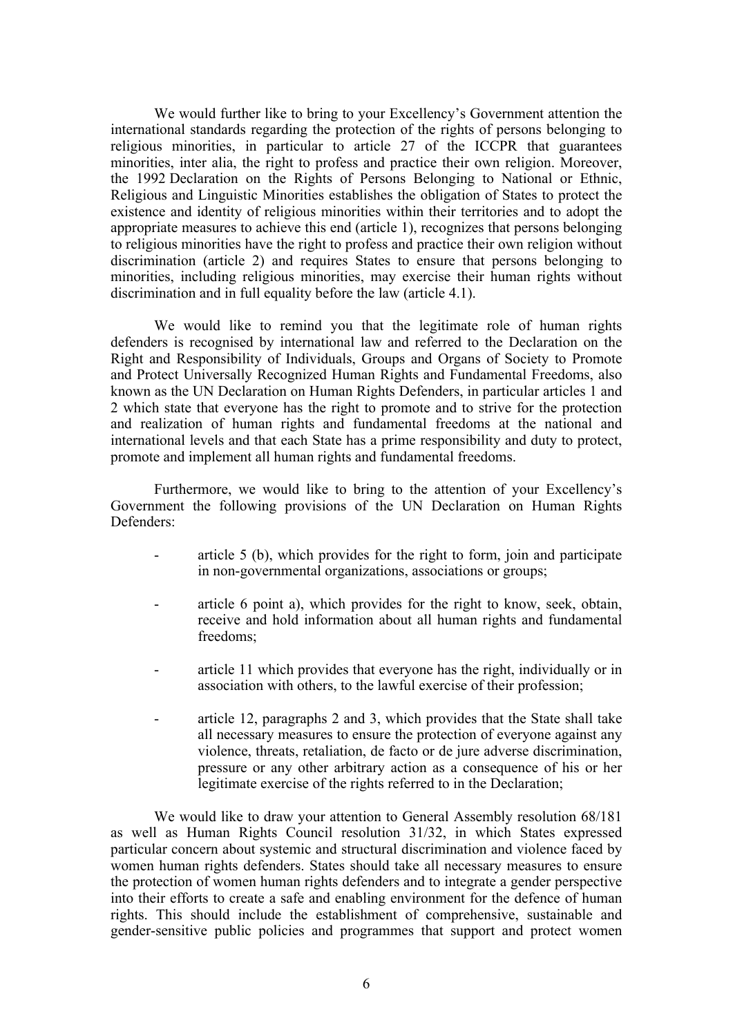We would further like to bring to your Excellency's Government attention the international standards regarding the protection of the rights of persons belonging to religious minorities, in particular to article 27 of the ICCPR that guarantees minorities, inter alia, the right to profess and practice their own religion. Moreover, the 1992 Declaration on the Rights of Persons Belonging to National or Ethnic, Religious and Linguistic Minorities establishes the obligation of States to protect the existence and identity of religious minorities within their territories and to adopt the appropriate measures to achieve this end (article 1), recognizes that persons belonging to religious minorities have the right to profess and practice their own religion without discrimination (article 2) and requires States to ensure that persons belonging to minorities, including religious minorities, may exercise their human rights without discrimination and in full equality before the law (article 4.1).

We would like to remind you that the legitimate role of human rights defenders is recognised by international law and referred to the Declaration on the Right and Responsibility of Individuals, Groups and Organs of Society to Promote and Protect Universally Recognized Human Rights and Fundamental Freedoms, also known as the UN Declaration on Human Rights Defenders, in particular articles 1 and 2 which state that everyone has the right to promote and to strive for the protection and realization of human rights and fundamental freedoms at the national and international levels and that each State has a prime responsibility and duty to protect, promote and implement all human rights and fundamental freedoms.

Furthermore, we would like to bring to the attention of your Excellency's Government the following provisions of the UN Declaration on Human Rights Defenders:

- article 5 (b), which provides for the right to form, join and participate in non-governmental organizations, associations or groups;
- article 6 point a), which provides for the right to know, seek, obtain, receive and hold information about all human rights and fundamental freedoms;
- article 11 which provides that everyone has the right, individually or in association with others, to the lawful exercise of their profession;
- article 12, paragraphs 2 and 3, which provides that the State shall take all necessary measures to ensure the protection of everyone against any violence, threats, retaliation, de facto or de jure adverse discrimination, pressure or any other arbitrary action as a consequence of his or her legitimate exercise of the rights referred to in the Declaration;

We would like to draw your attention to General Assembly resolution 68/181 as well as Human Rights Council resolution 31/32, in which States expressed particular concern about systemic and structural discrimination and violence faced by women human rights defenders. States should take all necessary measures to ensure the protection of women human rights defenders and to integrate a gender perspective into their efforts to create a safe and enabling environment for the defence of human rights. This should include the establishment of comprehensive, sustainable and gender-sensitive public policies and programmes that support and protect women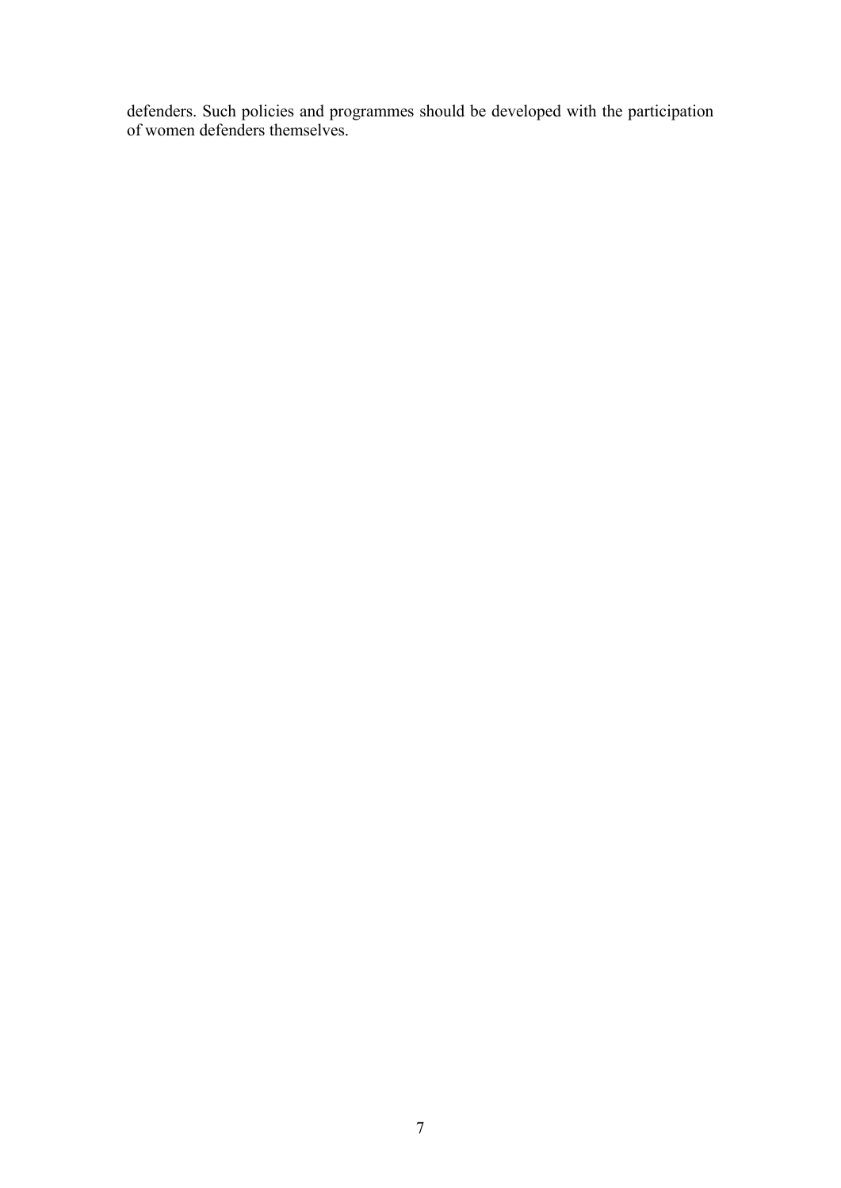defenders. Such policies and programmes should be developed with the participation of women defenders themselves.